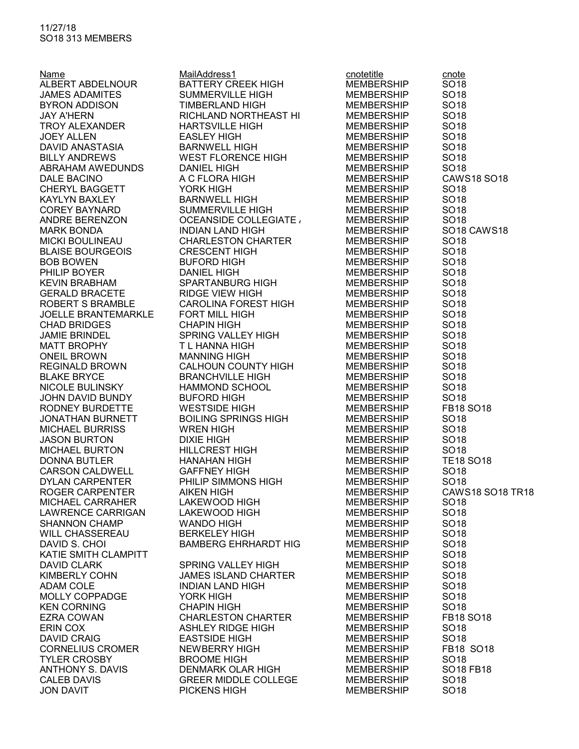11/27/18
SO18 313 MEMBERS

| Name | MailAddress1 | cnotetitle | cnote |
|---|---|---|---|
| ALBERT ABDELNOUR | BATTERY CREEK HIGH | MEMBERSHIP | SO18 |
| JAMES ADAMITES | SUMMERVILLE HIGH | MEMBERSHIP | SO18 |
| BYRON ADDISON | TIMBERLAND HIGH | MEMBERSHIP | SO18 |
| JAY A'HERN | RICHLAND NORTHEAST HI | MEMBERSHIP | SO18 |
| TROY ALEXANDER | HARTSVILLE HIGH | MEMBERSHIP | SO18 |
| JOEY ALLEN | EASLEY HIGH | MEMBERSHIP | SO18 |
| DAVID ANASTASIA | BARNWELL HIGH | MEMBERSHIP | SO18 |
| BILLY ANDREWS | WEST FLORENCE HIGH | MEMBERSHIP | SO18 |
| ABRAHAM AWEDUNDS | DANIEL HIGH | MEMBERSHIP | SO18 |
| DALE BACINO | A C FLORA HIGH | MEMBERSHIP | CAWS18 SO18 |
| CHERYL BAGGETT | YORK HIGH | MEMBERSHIP | SO18 |
| KAYLYN BAXLEY | BARNWELL HIGH | MEMBERSHIP | SO18 |
| COREY BAYNARD | SUMMERVILLE HIGH | MEMBERSHIP | SO18 |
| ANDRE BERENZON | OCEANSIDE COLLEGIATE / | MEMBERSHIP | SO18 |
| MARK BONDA | INDIAN LAND HIGH | MEMBERSHIP | SO18 CAWS18 |
| MICKI BOULINEAU | CHARLESTON CHARTER | MEMBERSHIP | SO18 |
| BLAISE BOURGEOIS | CRESCENT HIGH | MEMBERSHIP | SO18 |
| BOB BOWEN | BUFORD HIGH | MEMBERSHIP | SO18 |
| PHILIP BOYER | DANIEL HIGH | MEMBERSHIP | SO18 |
| KEVIN BRABHAM | SPARTANBURG HIGH | MEMBERSHIP | SO18 |
| GERALD BRACETE | RIDGE VIEW HIGH | MEMBERSHIP | SO18 |
| ROBERT S BRAMBLE | CAROLINA FOREST HIGH | MEMBERSHIP | SO18 |
| JOELLE BRANTEMARKLE | FORT MILL HIGH | MEMBERSHIP | SO18 |
| CHAD BRIDGES | CHAPIN HIGH | MEMBERSHIP | SO18 |
| JAMIE BRINDEL | SPRING VALLEY HIGH | MEMBERSHIP | SO18 |
| MATT BROPHY | T L HANNA HIGH | MEMBERSHIP | SO18 |
| ONEIL BROWN | MANNING HIGH | MEMBERSHIP | SO18 |
| REGINALD BROWN | CALHOUN COUNTY HIGH | MEMBERSHIP | SO18 |
| BLAKE BRYCE | BRANCHVILLE HIGH | MEMBERSHIP | SO18 |
| NICOLE BULINSKY | HAMMOND SCHOOL | MEMBERSHIP | SO18 |
| JOHN DAVID BUNDY | BUFORD HIGH | MEMBERSHIP | SO18 |
| RODNEY BURDETTE | WESTSIDE HIGH | MEMBERSHIP | FB18 SO18 |
| JONATHAN BURNETT | BOILING SPRINGS HIGH | MEMBERSHIP | SO18 |
| MICHAEL BURRISS | WREN HIGH | MEMBERSHIP | SO18 |
| JASON BURTON | DIXIE HIGH | MEMBERSHIP | SO18 |
| MICHAEL BURTON | HILLCREST HIGH | MEMBERSHIP | SO18 |
| DONNA BUTLER | HANAHAN HIGH | MEMBERSHIP | TE18 SO18 |
| CARSON CALDWELL | GAFFNEY HIGH | MEMBERSHIP | SO18 |
| DYLAN CARPENTER | PHILIP SIMMONS HIGH | MEMBERSHIP | SO18 |
| ROGER CARPENTER | AIKEN HIGH | MEMBERSHIP | CAWS18 SO18 TR18 |
| MICHAEL CARRAHER | LAKEWOOD HIGH | MEMBERSHIP | SO18 |
| LAWRENCE CARRIGAN | LAKEWOOD HIGH | MEMBERSHIP | SO18 |
| SHANNON CHAMP | WANDO HIGH | MEMBERSHIP | SO18 |
| WILL CHASSEREAU | BERKELEY HIGH | MEMBERSHIP | SO18 |
| DAVID S. CHOI | BAMBERG EHRHARDT HIG | MEMBERSHIP | SO18 |
| KATIE SMITH CLAMPITT | | MEMBERSHIP | SO18 |
| DAVID CLARK | SPRING VALLEY HIGH | MEMBERSHIP | SO18 |
| KIMBERLY COHN | JAMES ISLAND CHARTER | MEMBERSHIP | SO18 |
| ADAM COLE | INDIAN LAND HIGH | MEMBERSHIP | SO18 |
| MOLLY COPPADGE | YORK HIGH | MEMBERSHIP | SO18 |
| KEN CORNING | CHAPIN HIGH | MEMBERSHIP | SO18 |
| EZRA COWAN | CHARLESTON CHARTER | MEMBERSHIP | FB18 SO18 |
| ERIN COX | ASHLEY RIDGE HIGH | MEMBERSHIP | SO18 |
| DAVID CRAIG | EASTSIDE HIGH | MEMBERSHIP | SO18 |
| CORNELIUS CROMER | NEWBERRY HIGH | MEMBERSHIP | FB18 SO18 |
| TYLER CROSBY | BROOME HIGH | MEMBERSHIP | SO18 |
| ANTHONY S. DAVIS | DENMARK OLAR HIGH | MEMBERSHIP | SO18 FB18 |
| CALEB DAVIS | GREER MIDDLE COLLEGE | MEMBERSHIP | SO18 |
| JON DAVIT | PICKENS HIGH | MEMBERSHIP | SO18 |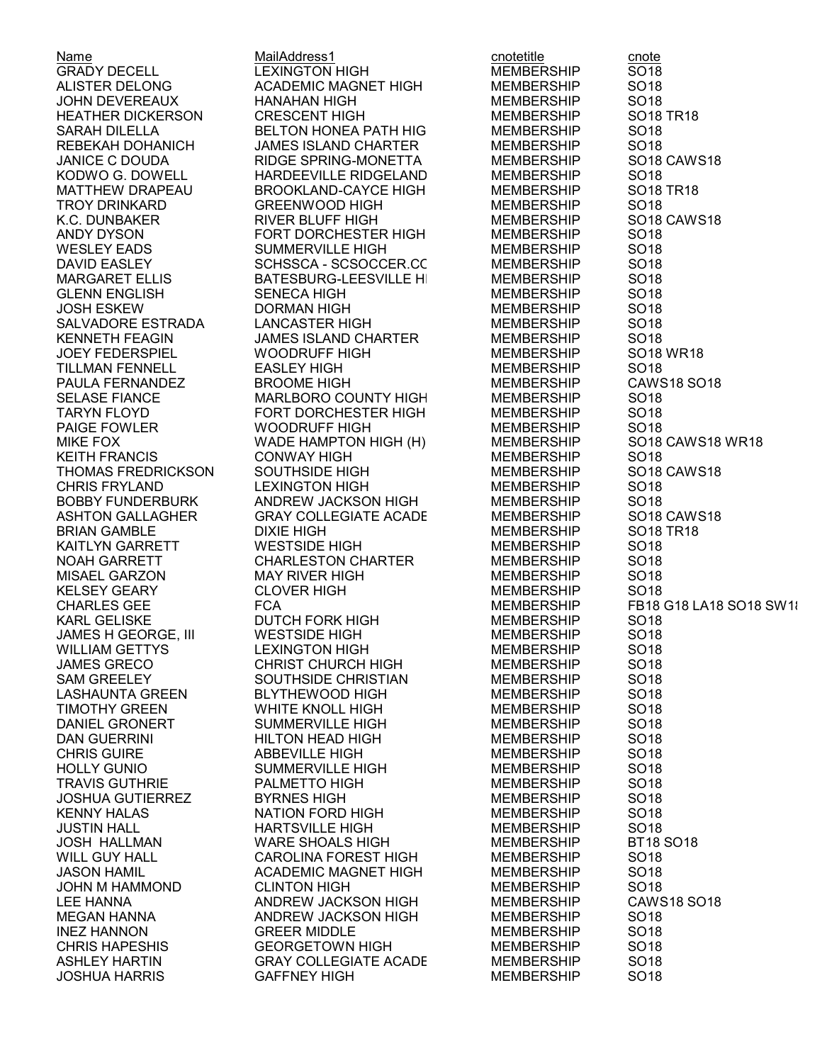| Name | MailAddress1 | cnotetitle | cnote |
|---|---|---|---|
| GRADY DECELL | LEXINGTON HIGH | MEMBERSHIP | SO18 |
| ALISTER DELONG | ACADEMIC MAGNET HIGH | MEMBERSHIP | SO18 |
| JOHN DEVEREAUX | HANAHAN HIGH | MEMBERSHIP | SO18 |
| HEATHER DICKERSON | CRESCENT HIGH | MEMBERSHIP | SO18 TR18 |
| SARAH DILELLA | BELTON HONEA PATH HIG | MEMBERSHIP | SO18 |
| REBEKAH DOHANICH | JAMES ISLAND CHARTER | MEMBERSHIP | SO18 |
| JANICE C DOUDA | RIDGE SPRING-MONETTA | MEMBERSHIP | SO18 CAWS18 |
| KODWO G. DOWELL | HARDEEVILLE RIDGELAND | MEMBERSHIP | SO18 |
| MATTHEW DRAPEAU | BROOKLAND-CAYCE HIGH | MEMBERSHIP | SO18 TR18 |
| TROY DRINKARD | GREENWOOD HIGH | MEMBERSHIP | SO18 |
| K.C. DUNBAKER | RIVER BLUFF HIGH | MEMBERSHIP | SO18 CAWS18 |
| ANDY DYSON | FORT DORCHESTER HIGH | MEMBERSHIP | SO18 |
| WESLEY EADS | SUMMERVILLE HIGH | MEMBERSHIP | SO18 |
| DAVID EASLEY | SCHSSCA - SCSOCCER.CC | MEMBERSHIP | SO18 |
| MARGARET ELLIS | BATESBURG-LEESVILLE HI | MEMBERSHIP | SO18 |
| GLENN ENGLISH | SENECA HIGH | MEMBERSHIP | SO18 |
| JOSH ESKEW | DORMAN HIGH | MEMBERSHIP | SO18 |
| SALVADORE ESTRADA | LANCASTER HIGH | MEMBERSHIP | SO18 |
| KENNETH FEAGIN | JAMES ISLAND CHARTER | MEMBERSHIP | SO18 |
| JOEY FEDERSPIEL | WOODRUFF HIGH | MEMBERSHIP | SO18 WR18 |
| TILLMAN FENNELL | EASLEY HIGH | MEMBERSHIP | SO18 |
| PAULA FERNANDEZ | BROOME HIGH | MEMBERSHIP | CAWS18 SO18 |
| SELASE FIANCE | MARLBORO COUNTY HIGH | MEMBERSHIP | SO18 |
| TARYN FLOYD | FORT DORCHESTER HIGH | MEMBERSHIP | SO18 |
| PAIGE FOWLER | WOODRUFF HIGH | MEMBERSHIP | SO18 |
| MIKE FOX | WADE HAMPTON HIGH (H) | MEMBERSHIP | SO18 CAWS18 WR18 |
| KEITH FRANCIS | CONWAY HIGH | MEMBERSHIP | SO18 |
| THOMAS FREDRICKSON | SOUTHSIDE HIGH | MEMBERSHIP | SO18 CAWS18 |
| CHRIS FRYLAND | LEXINGTON HIGH | MEMBERSHIP | SO18 |
| BOBBY FUNDERBURK | ANDREW JACKSON HIGH | MEMBERSHIP | SO18 |
| ASHTON GALLAGHER | GRAY COLLEGIATE ACADE | MEMBERSHIP | SO18 CAWS18 |
| BRIAN GAMBLE | DIXIE HIGH | MEMBERSHIP | SO18 TR18 |
| KAITLYN GARRETT | WESTSIDE HIGH | MEMBERSHIP | SO18 |
| NOAH GARRETT | CHARLESTON CHARTER | MEMBERSHIP | SO18 |
| MISAEL GARZON | MAY RIVER HIGH | MEMBERSHIP | SO18 |
| KELSEY GEARY | CLOVER HIGH | MEMBERSHIP | SO18 |
| CHARLES GEE | FCA | MEMBERSHIP | FB18 G18 LA18 SO18 SW18 |
| KARL GELISKE | DUTCH FORK HIGH | MEMBERSHIP | SO18 |
| JAMES H GEORGE, III | WESTSIDE HIGH | MEMBERSHIP | SO18 |
| WILLIAM GETTYS | LEXINGTON HIGH | MEMBERSHIP | SO18 |
| JAMES GRECO | CHRIST CHURCH HIGH | MEMBERSHIP | SO18 |
| SAM GREELEY | SOUTHSIDE CHRISTIAN | MEMBERSHIP | SO18 |
| LASHAUNTA GREEN | BLYTHEWOOD HIGH | MEMBERSHIP | SO18 |
| TIMOTHY GREEN | WHITE KNOLL HIGH | MEMBERSHIP | SO18 |
| DANIEL GRONERT | SUMMERVILLE HIGH | MEMBERSHIP | SO18 |
| DAN GUERRINI | HILTON HEAD HIGH | MEMBERSHIP | SO18 |
| CHRIS GUIRE | ABBEVILLE HIGH | MEMBERSHIP | SO18 |
| HOLLY GUNIO | SUMMERVILLE HIGH | MEMBERSHIP | SO18 |
| TRAVIS GUTHRIE | PALMETTO HIGH | MEMBERSHIP | SO18 |
| JOSHUA GUTIERREZ | BYRNES HIGH | MEMBERSHIP | SO18 |
| KENNY HALAS | NATION FORD HIGH | MEMBERSHIP | SO18 |
| JUSTIN HALL | HARTSVILLE HIGH | MEMBERSHIP | SO18 |
| JOSH HALLMAN | WARE SHOALS HIGH | MEMBERSHIP | BT18 SO18 |
| WILL GUY HALL | CAROLINA FOREST HIGH | MEMBERSHIP | SO18 |
| JASON HAMIL | ACADEMIC MAGNET HIGH | MEMBERSHIP | SO18 |
| JOHN M HAMMOND | CLINTON HIGH | MEMBERSHIP | SO18 |
| LEE HANNA | ANDREW JACKSON HIGH | MEMBERSHIP | CAWS18 SO18 |
| MEGAN HANNA | ANDREW JACKSON HIGH | MEMBERSHIP | SO18 |
| INEZ HANNON | GREER MIDDLE | MEMBERSHIP | SO18 |
| CHRIS HAPESHIS | GEORGETOWN HIGH | MEMBERSHIP | SO18 |
| ASHLEY HARTIN | GRAY COLLEGIATE ACADE | MEMBERSHIP | SO18 |
| JOSHUA HARRIS | GAFFNEY HIGH | MEMBERSHIP | SO18 |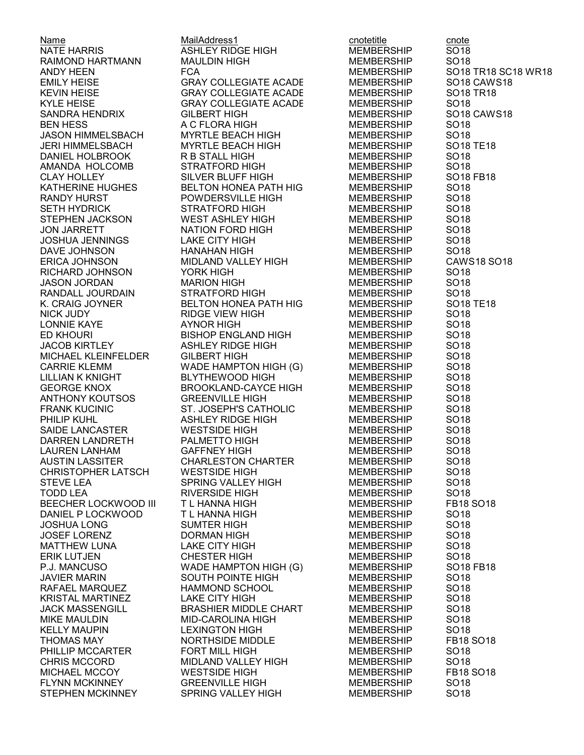| Name | MailAddress1 | cnotetitle | cnote |
|---|---|---|---|
| NATE HARRIS | ASHLEY RIDGE HIGH | MEMBERSHIP | SO18 |
| RAIMOND HARTMANN | MAULDIN HIGH | MEMBERSHIP | SO18 |
| ANDY HEEN | FCA | MEMBERSHIP | SO18 TR18 SC18 WR18 |
| EMILY HEISE | GRAY COLLEGIATE ACADE | MEMBERSHIP | SO18 CAWS18 |
| KEVIN HEISE | GRAY COLLEGIATE ACADE | MEMBERSHIP | SO18 TR18 |
| KYLE HEISE | GRAY COLLEGIATE ACADE | MEMBERSHIP | SO18 |
| SANDRA HENDRIX | GILBERT HIGH | MEMBERSHIP | SO18 CAWS18 |
| BEN HESS | A C FLORA HIGH | MEMBERSHIP | SO18 |
| JASON HIMMELSBACH | MYRTLE BEACH HIGH | MEMBERSHIP | SO18 |
| JERI HIMMELSBACH | MYRTLE BEACH HIGH | MEMBERSHIP | SO18 TE18 |
| DANIEL HOLBROOK | R B STALL HIGH | MEMBERSHIP | SO18 |
| AMANDA HOLCOMB | STRATFORD HIGH | MEMBERSHIP | SO18 |
| CLAY HOLLEY | SILVER BLUFF HIGH | MEMBERSHIP | SO18 FB18 |
| KATHERINE HUGHES | BELTON HONEA PATH HIG | MEMBERSHIP | SO18 |
| RANDY HURST | POWDERSVILLE HIGH | MEMBERSHIP | SO18 |
| SETH HYDRICK | STRATFORD HIGH | MEMBERSHIP | SO18 |
| STEPHEN JACKSON | WEST ASHLEY HIGH | MEMBERSHIP | SO18 |
| JON JARRETT | NATION FORD HIGH | MEMBERSHIP | SO18 |
| JOSHUA JENNINGS | LAKE CITY HIGH | MEMBERSHIP | SO18 |
| DAVE JOHNSON | HANAHAN HIGH | MEMBERSHIP | SO18 |
| ERICA JOHNSON | MIDLAND VALLEY HIGH | MEMBERSHIP | CAWS18 SO18 |
| RICHARD JOHNSON | YORK HIGH | MEMBERSHIP | SO18 |
| JASON JORDAN | MARION HIGH | MEMBERSHIP | SO18 |
| RANDALL JOURDAIN | STRATFORD HIGH | MEMBERSHIP | SO18 |
| K. CRAIG JOYNER | BELTON HONEA PATH HIG | MEMBERSHIP | SO18 TE18 |
| NICK JUDY | RIDGE VIEW HIGH | MEMBERSHIP | SO18 |
| LONNIE KAYE | AYNOR HIGH | MEMBERSHIP | SO18 |
| ED KHOURI | BISHOP ENGLAND HIGH | MEMBERSHIP | SO18 |
| JACOB KIRTLEY | ASHLEY RIDGE HIGH | MEMBERSHIP | SO18 |
| MICHAEL KLEINFELDER | GILBERT HIGH | MEMBERSHIP | SO18 |
| CARRIE KLEMM | WADE HAMPTON HIGH (G) | MEMBERSHIP | SO18 |
| LILLIAN K KNIGHT | BLYTHEWOOD HIGH | MEMBERSHIP | SO18 |
| GEORGE KNOX | BROOKLAND-CAYCE HIGH | MEMBERSHIP | SO18 |
| ANTHONY KOUTSOS | GREENVILLE HIGH | MEMBERSHIP | SO18 |
| FRANK KUCINIC | ST. JOSEPH'S CATHOLIC | MEMBERSHIP | SO18 |
| PHILIP KUHL | ASHLEY RIDGE HIGH | MEMBERSHIP | SO18 |
| SAIDE LANCASTER | WESTSIDE HIGH | MEMBERSHIP | SO18 |
| DARREN LANDRETH | PALMETTO HIGH | MEMBERSHIP | SO18 |
| LAUREN LANHAM | GAFFNEY HIGH | MEMBERSHIP | SO18 |
| AUSTIN LASSITER | CHARLESTON CHARTER | MEMBERSHIP | SO18 |
| CHRISTOPHER LATSCH | WESTSIDE HIGH | MEMBERSHIP | SO18 |
| STEVE LEA | SPRING VALLEY HIGH | MEMBERSHIP | SO18 |
| TODD LEA | RIVERSIDE HIGH | MEMBERSHIP | SO18 |
| BEECHER LOCKWOOD III | T L HANNA HIGH | MEMBERSHIP | FB18 SO18 |
| DANIEL P LOCKWOOD | T L HANNA HIGH | MEMBERSHIP | SO18 |
| JOSHUA LONG | SUMTER HIGH | MEMBERSHIP | SO18 |
| JOSEF LORENZ | DORMAN HIGH | MEMBERSHIP | SO18 |
| MATTHEW LUNA | LAKE CITY HIGH | MEMBERSHIP | SO18 |
| ERIK LUTJEN | CHESTER HIGH | MEMBERSHIP | SO18 |
| P.J. MANCUSO | WADE HAMPTON HIGH (G) | MEMBERSHIP | SO18 FB18 |
| JAVIER MARIN | SOUTH POINTE HIGH | MEMBERSHIP | SO18 |
| RAFAEL MARQUEZ | HAMMOND SCHOOL | MEMBERSHIP | SO18 |
| KRISTAL MARTINEZ | LAKE CITY HIGH | MEMBERSHIP | SO18 |
| JACK MASSENGILL | BRASHIER MIDDLE CHART | MEMBERSHIP | SO18 |
| MIKE MAULDIN | MID-CAROLINA HIGH | MEMBERSHIP | SO18 |
| KELLY MAUPIN | LEXINGTON HIGH | MEMBERSHIP | SO18 |
| THOMAS MAY | NORTHSIDE MIDDLE | MEMBERSHIP | FB18 SO18 |
| PHILLIP MCCARTER | FORT MILL HIGH | MEMBERSHIP | SO18 |
| CHRIS MCCORD | MIDLAND VALLEY HIGH | MEMBERSHIP | SO18 |
| MICHAEL MCCOY | WESTSIDE HIGH | MEMBERSHIP | FB18 SO18 |
| FLYNN MCKINNEY | GREENVILLE HIGH | MEMBERSHIP | SO18 |
| STEPHEN MCKINNEY | SPRING VALLEY HIGH | MEMBERSHIP | SO18 |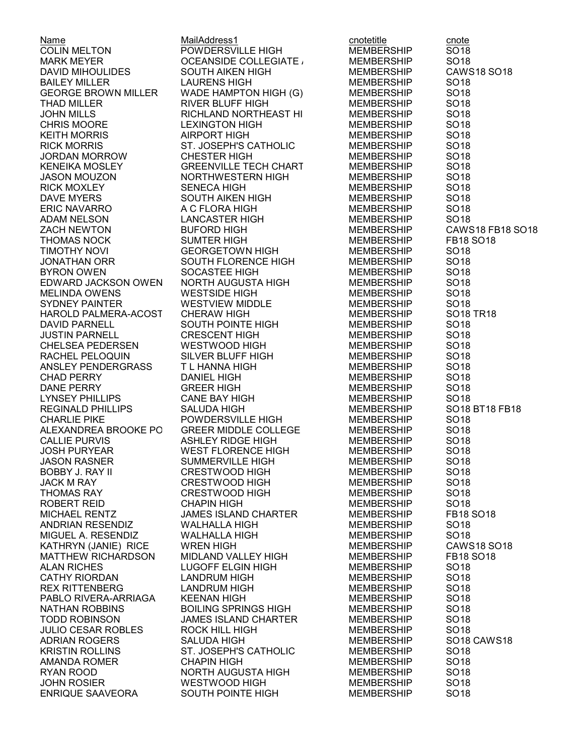| Name | MailAddress1 | cnotetitle | cnote |
|---|---|---|---|
| COLIN MELTON | POWDERSVILLE HIGH | MEMBERSHIP | SO18 |
| MARK MEYER | OCEANSIDE COLLEGIATE / | MEMBERSHIP | SO18 |
| DAVID MIHOULIDES | SOUTH AIKEN HIGH | MEMBERSHIP | CAWS18 SO18 |
| BAILEY MILLER | LAURENS HIGH | MEMBERSHIP | SO18 |
| GEORGE BROWN MILLER | WADE HAMPTON HIGH (G) | MEMBERSHIP | SO18 |
| THAD MILLER | RIVER BLUFF HIGH | MEMBERSHIP | SO18 |
| JOHN MILLS | RICHLAND NORTHEAST HI | MEMBERSHIP | SO18 |
| CHRIS MOORE | LEXINGTON HIGH | MEMBERSHIP | SO18 |
| KEITH MORRIS | AIRPORT HIGH | MEMBERSHIP | SO18 |
| RICK MORRIS | ST. JOSEPH'S CATHOLIC | MEMBERSHIP | SO18 |
| JORDAN MORROW | CHESTER HIGH | MEMBERSHIP | SO18 |
| KENEIKA MOSLEY | GREENVILLE TECH CHART | MEMBERSHIP | SO18 |
| JASON MOUZON | NORTHWESTERN HIGH | MEMBERSHIP | SO18 |
| RICK MOXLEY | SENECA HIGH | MEMBERSHIP | SO18 |
| DAVE MYERS | SOUTH AIKEN HIGH | MEMBERSHIP | SO18 |
| ERIC NAVARRO | A C FLORA HIGH | MEMBERSHIP | SO18 |
| ADAM NELSON | LANCASTER HIGH | MEMBERSHIP | SO18 |
| ZACH NEWTON | BUFORD HIGH | MEMBERSHIP | CAWS18 FB18 SO18 |
| THOMAS NOCK | SUMTER HIGH | MEMBERSHIP | FB18 SO18 |
| TIMOTHY NOVI | GEORGETOWN HIGH | MEMBERSHIP | SO18 |
| JONATHAN ORR | SOUTH FLORENCE HIGH | MEMBERSHIP | SO18 |
| BYRON OWEN | SOCASTEE HIGH | MEMBERSHIP | SO18 |
| EDWARD JACKSON OWEN | NORTH AUGUSTA HIGH | MEMBERSHIP | SO18 |
| MELINDA OWENS | WESTSIDE HIGH | MEMBERSHIP | SO18 |
| SYDNEY PAINTER | WESTVIEW MIDDLE | MEMBERSHIP | SO18 |
| HAROLD PALMERA-ACOST | CHERAW HIGH | MEMBERSHIP | SO18 TR18 |
| DAVID PARNELL | SOUTH POINTE HIGH | MEMBERSHIP | SO18 |
| JUSTIN PARNELL | CRESCENT HIGH | MEMBERSHIP | SO18 |
| CHELSEA PEDERSEN | WESTWOOD HIGH | MEMBERSHIP | SO18 |
| RACHEL PELOQUIN | SILVER BLUFF HIGH | MEMBERSHIP | SO18 |
| ANSLEY PENDERGRASS | T L HANNA HIGH | MEMBERSHIP | SO18 |
| CHAD PERRY | DANIEL HIGH | MEMBERSHIP | SO18 |
| DANE PERRY | GREER HIGH | MEMBERSHIP | SO18 |
| LYNSEY PHILLIPS | CANE BAY HIGH | MEMBERSHIP | SO18 |
| REGINALD PHILLIPS | SALUDA HIGH | MEMBERSHIP | SO18 BT18 FB18 |
| CHARLIE PIKE | POWDERSVILLE HIGH | MEMBERSHIP | SO18 |
| ALEXANDREA BROOKE PO | GREER MIDDLE COLLEGE | MEMBERSHIP | SO18 |
| CALLIE PURVIS | ASHLEY RIDGE HIGH | MEMBERSHIP | SO18 |
| JOSH PURYEAR | WEST FLORENCE HIGH | MEMBERSHIP | SO18 |
| JASON RASNER | SUMMERVILLE HIGH | MEMBERSHIP | SO18 |
| BOBBY J. RAY II | CRESTWOOD HIGH | MEMBERSHIP | SO18 |
| JACK M RAY | CRESTWOOD HIGH | MEMBERSHIP | SO18 |
| THOMAS RAY | CRESTWOOD HIGH | MEMBERSHIP | SO18 |
| ROBERT REID | CHAPIN HIGH | MEMBERSHIP | SO18 |
| MICHAEL RENTZ | JAMES ISLAND CHARTER | MEMBERSHIP | FB18 SO18 |
| ANDRIAN RESENDIZ | WALHALLA HIGH | MEMBERSHIP | SO18 |
| MIGUEL A. RESENDIZ | WALHALLA HIGH | MEMBERSHIP | SO18 |
| KATHRYN (JANIE) RICE | WREN HIGH | MEMBERSHIP | CAWS18 SO18 |
| MATTHEW RICHARDSON | MIDLAND VALLEY HIGH | MEMBERSHIP | FB18 SO18 |
| ALAN RICHES | LUGOFF ELGIN HIGH | MEMBERSHIP | SO18 |
| CATHY RIORDAN | LANDRUM HIGH | MEMBERSHIP | SO18 |
| REX RITTENBERG | LANDRUM HIGH | MEMBERSHIP | SO18 |
| PABLO RIVERA-ARRIAGA | KEENAN HIGH | MEMBERSHIP | SO18 |
| NATHAN ROBBINS | BOILING SPRINGS HIGH | MEMBERSHIP | SO18 |
| TODD ROBINSON | JAMES ISLAND CHARTER | MEMBERSHIP | SO18 |
| JULIO CESAR ROBLES | ROCK HILL HIGH | MEMBERSHIP | SO18 |
| ADRIAN ROGERS | SALUDA HIGH | MEMBERSHIP | SO18 CAWS18 |
| KRISTIN ROLLINS | ST. JOSEPH'S CATHOLIC | MEMBERSHIP | SO18 |
| AMANDA ROMER | CHAPIN HIGH | MEMBERSHIP | SO18 |
| RYAN ROOD | NORTH AUGUSTA HIGH | MEMBERSHIP | SO18 |
| JOHN ROSIER | WESTWOOD HIGH | MEMBERSHIP | SO18 |
| ENRIQUE SAAVEORA | SOUTH POINTE HIGH | MEMBERSHIP | SO18 |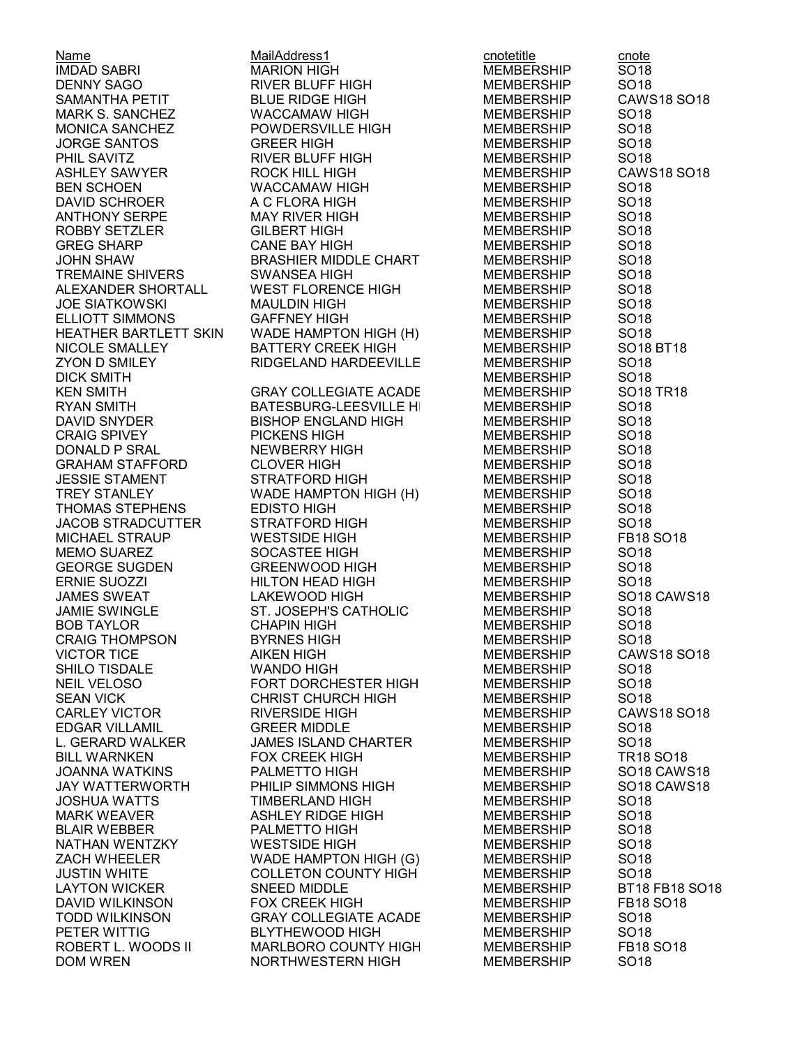| Name | MailAddress1 | cnotetitle | cnote |
| --- | --- | --- | --- |
| IMDAD SABRI | MARION HIGH | MEMBERSHIP | SO18 |
| DENNY SAGO | RIVER BLUFF HIGH | MEMBERSHIP | SO18 |
| SAMANTHA PETIT | BLUE RIDGE HIGH | MEMBERSHIP | CAWS18 SO18 |
| MARK S. SANCHEZ | WACCAMAW HIGH | MEMBERSHIP | SO18 |
| MONICA SANCHEZ | POWDERSVILLE HIGH | MEMBERSHIP | SO18 |
| JORGE SANTOS | GREER HIGH | MEMBERSHIP | SO18 |
| PHIL SAVITZ | RIVER BLUFF HIGH | MEMBERSHIP | SO18 |
| ASHLEY SAWYER | ROCK HILL HIGH | MEMBERSHIP | CAWS18 SO18 |
| BEN SCHOEN | WACCAMAW HIGH | MEMBERSHIP | SO18 |
| DAVID SCHROER | A C FLORA HIGH | MEMBERSHIP | SO18 |
| ANTHONY SERPE | MAY RIVER HIGH | MEMBERSHIP | SO18 |
| ROBBY SETZLER | GILBERT HIGH | MEMBERSHIP | SO18 |
| GREG SHARP | CANE BAY HIGH | MEMBERSHIP | SO18 |
| JOHN SHAW | BRASHIER MIDDLE CHART | MEMBERSHIP | SO18 |
| TREMAINE SHIVERS | SWANSEA HIGH | MEMBERSHIP | SO18 |
| ALEXANDER SHORTALL | WEST FLORENCE HIGH | MEMBERSHIP | SO18 |
| JOE SIATKOWSKI | MAULDIN HIGH | MEMBERSHIP | SO18 |
| ELLIOTT SIMMONS | GAFFNEY HIGH | MEMBERSHIP | SO18 |
| HEATHER BARTLETT SKIN | WADE HAMPTON HIGH (H) | MEMBERSHIP | SO18 |
| NICOLE SMALLEY | BATTERY CREEK HIGH | MEMBERSHIP | SO18 BT18 |
| ZYON D SMILEY | RIDGELAND HARDEEVILLE | MEMBERSHIP | SO18 |
| DICK SMITH | | MEMBERSHIP | SO18 |
| KEN SMITH | GRAY COLLEGIATE ACADE | MEMBERSHIP | SO18 TR18 |
| RYAN SMITH | BATESBURG-LEESVILLE HI | MEMBERSHIP | SO18 |
| DAVID SNYDER | BISHOP ENGLAND HIGH | MEMBERSHIP | SO18 |
| CRAIG SPIVEY | PICKENS HIGH | MEMBERSHIP | SO18 |
| DONALD P SRAL | NEWBERRY HIGH | MEMBERSHIP | SO18 |
| GRAHAM STAFFORD | CLOVER HIGH | MEMBERSHIP | SO18 |
| JESSIE STAMENT | STRATFORD HIGH | MEMBERSHIP | SO18 |
| TREY STANLEY | WADE HAMPTON HIGH (H) | MEMBERSHIP | SO18 |
| THOMAS STEPHENS | EDISTO HIGH | MEMBERSHIP | SO18 |
| JACOB STRADCUTTER | STRATFORD HIGH | MEMBERSHIP | SO18 |
| MICHAEL STRAUP | WESTSIDE HIGH | MEMBERSHIP | FB18 SO18 |
| MEMO SUAREZ | SOCASTEE HIGH | MEMBERSHIP | SO18 |
| GEORGE SUGDEN | GREENWOOD HIGH | MEMBERSHIP | SO18 |
| ERNIE SUOZZI | HILTON HEAD HIGH | MEMBERSHIP | SO18 |
| JAMES SWEAT | LAKEWOOD HIGH | MEMBERSHIP | SO18 CAWS18 |
| JAMIE SWINGLE | ST. JOSEPH'S CATHOLIC | MEMBERSHIP | SO18 |
| BOB TAYLOR | CHAPIN HIGH | MEMBERSHIP | SO18 |
| CRAIG THOMPSON | BYRNES HIGH | MEMBERSHIP | SO18 |
| VICTOR TICE | AIKEN HIGH | MEMBERSHIP | CAWS18 SO18 |
| SHILO TISDALE | WANDO HIGH | MEMBERSHIP | SO18 |
| NEIL VELOSO | FORT DORCHESTER HIGH | MEMBERSHIP | SO18 |
| SEAN VICK | CHRIST CHURCH HIGH | MEMBERSHIP | SO18 |
| CARLEY VICTOR | RIVERSIDE HIGH | MEMBERSHIP | CAWS18 SO18 |
| EDGAR VILLAMIL | GREER MIDDLE | MEMBERSHIP | SO18 |
| L. GERARD WALKER | JAMES ISLAND CHARTER | MEMBERSHIP | SO18 |
| BILL WARNKEN | FOX CREEK HIGH | MEMBERSHIP | TR18 SO18 |
| JOANNA WATKINS | PALMETTO HIGH | MEMBERSHIP | SO18 CAWS18 |
| JAY WATTERWORTH | PHILIP SIMMONS HIGH | MEMBERSHIP | SO18 CAWS18 |
| JOSHUA WATTS | TIMBERLAND HIGH | MEMBERSHIP | SO18 |
| MARK WEAVER | ASHLEY RIDGE HIGH | MEMBERSHIP | SO18 |
| BLAIR WEBBER | PALMETTO HIGH | MEMBERSHIP | SO18 |
| NATHAN WENTZKY | WESTSIDE HIGH | MEMBERSHIP | SO18 |
| ZACH WHEELER | WADE HAMPTON HIGH (G) | MEMBERSHIP | SO18 |
| JUSTIN WHITE | COLLETON COUNTY HIGH | MEMBERSHIP | SO18 |
| LAYTON WICKER | SNEED MIDDLE | MEMBERSHIP | BT18 FB18 SO18 |
| DAVID WILKINSON | FOX CREEK HIGH | MEMBERSHIP | FB18 SO18 |
| TODD WILKINSON | GRAY COLLEGIATE ACADE | MEMBERSHIP | SO18 |
| PETER WITTIG | BLYTHEWOOD HIGH | MEMBERSHIP | SO18 |
| ROBERT L. WOODS II | MARLBORO COUNTY HIGH | MEMBERSHIP | FB18 SO18 |
| DOM WREN | NORTHWESTERN HIGH | MEMBERSHIP | SO18 |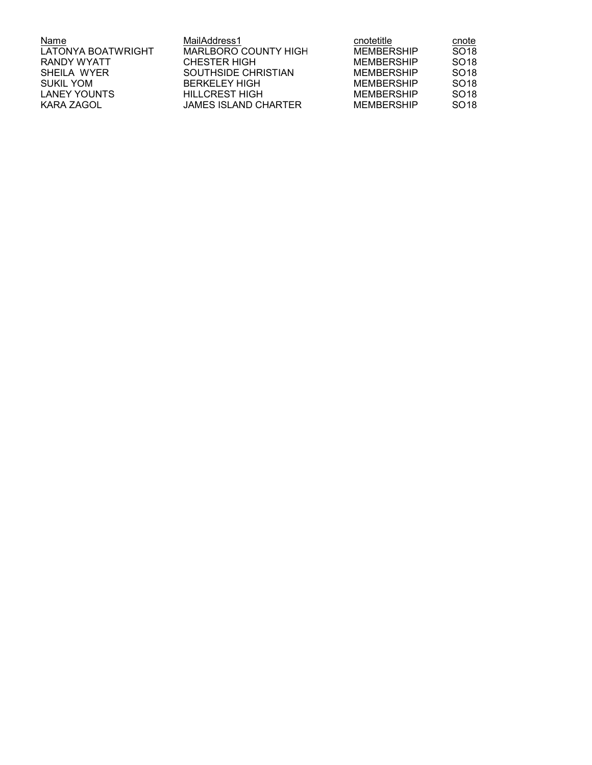| Name | MailAddress1 | cnotetitle | cnote |
|---|---|---|---|
| LATONYA BOATWRIGHT | MARLBORO COUNTY HIGH | MEMBERSHIP | SO18 |
| RANDY WYATT | CHESTER HIGH | MEMBERSHIP | SO18 |
| SHEILA WYER | SOUTHSIDE CHRISTIAN | MEMBERSHIP | SO18 |
| SUKIL YOM | BERKELEY HIGH | MEMBERSHIP | SO18 |
| LANEY YOUNTS | HILLCREST HIGH | MEMBERSHIP | SO18 |
| KARA ZAGOL | JAMES ISLAND CHARTER | MEMBERSHIP | SO18 |